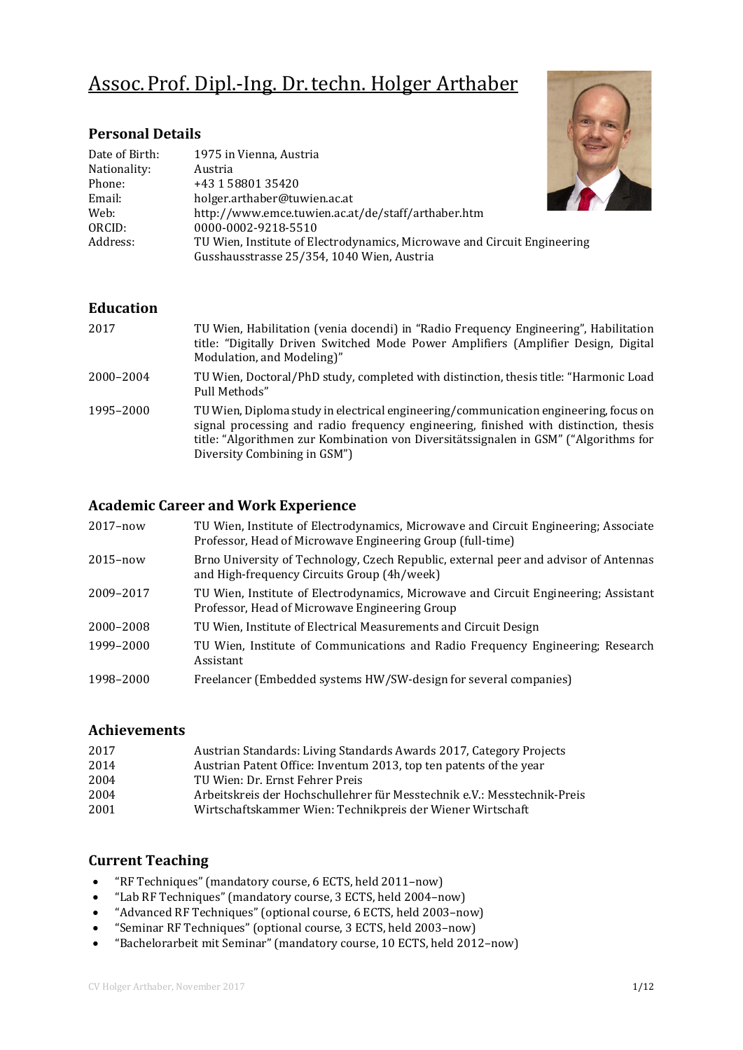# Assoc. Prof. Dipl.-Ing. Dr. techn. Holger Arthaber

## Personal Details

| | |
|---|---|
| Date of Birth: | 1975 in Vienna, Austria |
| Nationality: | Austria |
| Phone: | +43 1 58801 35420 |
| Email: | holger.arthaber@tuwien.ac.at |
| Web: | http://www.emce.tuwien.ac.at/de/staff/arthaber.htm |
| ORCID: | 0000-0002-9218-5510 |
| Address: | TU Wien, Institute of Electrodynamics, Microwave and Circuit Engineering<br>Gusshausstrasse 25/354, 1040 Wien, Austria |

## Education

| | |
|---|---|
| 2017 | TU Wien, Habilitation (venia docendi) in "Radio Frequency Engineering", Habilitation title: "Digitally Driven Switched Mode Power Amplifiers (Amplifier Design, Digital Modulation, and Modeling)" |
| 2000–2004 | TU Wien, Doctoral/PhD study, completed with distinction, thesis title: "Harmonic Load Pull Methods" |
| 1995–2000 | TU Wien, Diploma study in electrical engineering/communication engineering, focus on signal processing and radio frequency engineering, finished with distinction, thesis title: "Algorithmen zur Kombination von Diversitätssignalen in GSM" ("Algorithms for Diversity Combining in GSM") |

## Academic Career and Work Experience

| | |
|---|---|
| 2017–now | TU Wien, Institute of Electrodynamics, Microwave and Circuit Engineering; Associate Professor, Head of Microwave Engineering Group (full-time) |
| 2015–now | Brno University of Technology, Czech Republic, external peer and advisor of Antennas and High-frequency Circuits Group (4h/week) |
| 2009–2017 | TU Wien, Institute of Electrodynamics, Microwave and Circuit Engineering; Assistant Professor, Head of Microwave Engineering Group |
| 2000–2008 | TU Wien, Institute of Electrical Measurements and Circuit Design |
| 1999–2000 | TU Wien, Institute of Communications and Radio Frequency Engineering; Research Assistant |
| 1998–2000 | Freelancer (Embedded systems HW/SW-design for several companies) |

## Achievements

| | |
|---|---|
| 2017 | Austrian Standards: Living Standards Awards 2017, Category Projects |
| 2014 | Austrian Patent Office: Inventum 2013, top ten patents of the year |
| 2004 | TU Wien: Dr. Ernst Fehrer Preis |
| 2004 | Arbeitskreis der Hochschullehrer für Messtechnik e.V.: Messtechnik-Preis |
| 2001 | Wirtschaftskammer Wien: Technikpreis der Wiener Wirtschaft |

## Current Teaching

- "RF Techniques" (mandatory course, 6 ECTS, held 2011–now)
- "Lab RF Techniques" (mandatory course, 3 ECTS, held 2004–now)
- "Advanced RF Techniques" (optional course, 6 ECTS, held 2003–now)
- "Seminar RF Techniques" (optional course, 3 ECTS, held 2003–now)
- "Bachelorarbeit mit Seminar" (mandatory course, 10 ECTS, held 2012–now)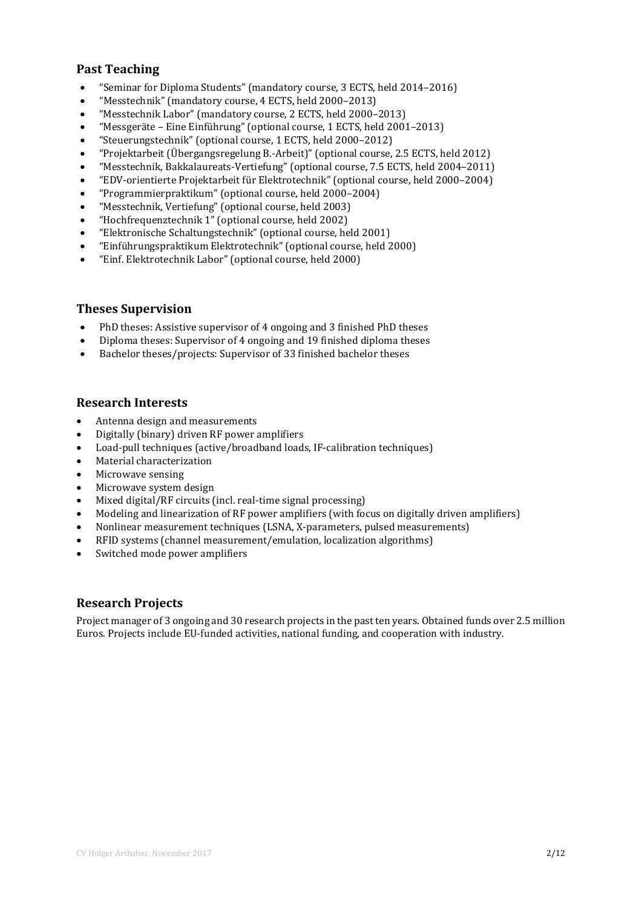## Past Teaching

- "Seminar for Diploma Students" (mandatory course, 3 ECTS, held 2014–2016)
- "Messtechnik" (mandatory course, 4 ECTS, held 2000–2013)
- "Messtechnik Labor" (mandatory course, 2 ECTS, held 2000–2013)
- "Messgeräte – Eine Einführung" (optional course, 1 ECTS, held 2001–2013)
- "Steuerungstechnik" (optional course, 1 ECTS, held 2000–2012)
- "Projektarbeit (Übergangsregelung B.-Arbeit)" (optional course, 2.5 ECTS, held 2012)
- "Messtechnik, Bakkalaureats-Vertiefung" (optional course, 7.5 ECTS, held 2004–2011)
- "EDV-orientierte Projektarbeit für Elektrotechnik" (optional course, held 2000–2004)
- "Programmierpraktikum" (optional course, held 2000–2004)
- "Messtechnik, Vertiefung" (optional course, held 2003)
- "Hochfrequenztechnik 1" (optional course, held 2002)
- "Elektronische Schaltungstechnik" (optional course, held 2001)
- "Einführungspraktikum Elektrotechnik" (optional course, held 2000)
- "Einf. Elektrotechnik Labor" (optional course, held 2000)

## Theses Supervision

- PhD theses: Assistive supervisor of 4 ongoing and 3 finished PhD theses
- Diploma theses: Supervisor of 4 ongoing and 19 finished diploma theses
- Bachelor theses/projects: Supervisor of 33 finished bachelor theses

## Research Interests

- Antenna design and measurements
- Digitally (binary) driven RF power amplifiers
- Load-pull techniques (active/broadband loads, IF-calibration techniques)
- Material characterization
- Microwave sensing
- Microwave system design
- Mixed digital/RF circuits (incl. real-time signal processing)
- Modeling and linearization of RF power amplifiers (with focus on digitally driven amplifiers)
- Nonlinear measurement techniques (LSNA, X-parameters, pulsed measurements)
- RFID systems (channel measurement/emulation, localization algorithms)
- Switched mode power amplifiers

## Research Projects

Project manager of 3 ongoing and 30 research projects in the past ten years. Obtained funds over 2.5 million Euros. Projects include EU-funded activities, national funding, and cooperation with industry.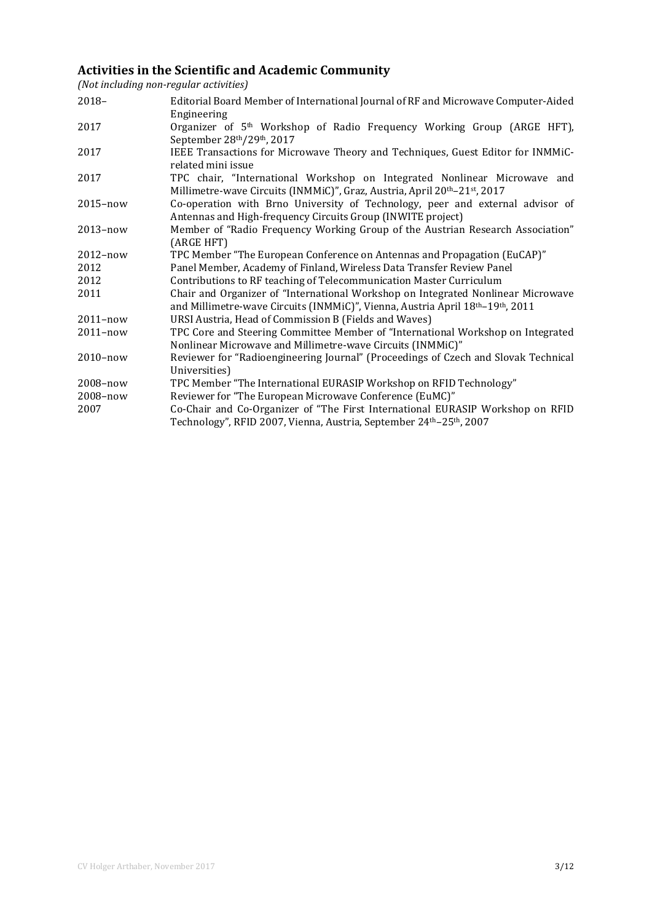## Activities in the Scientific and Academic Community

*(Not including non-regular activities)*

| | |
|---|---|
| 2018– | Editorial Board Member of International Journal of RF and Microwave Computer-Aided Engineering |
| 2017 | Organizer of 5th Workshop of Radio Frequency Working Group (ARGE HFT), September 28th/29th, 2017 |
| 2017 | IEEE Transactions for Microwave Theory and Techniques, Guest Editor for INMMiC-related mini issue |
| 2017 | TPC chair, "International Workshop on Integrated Nonlinear Microwave and Millimetre-wave Circuits (INMMiC)", Graz, Austria, April 20th–21st, 2017 |
| 2015–now | Co-operation with Brno University of Technology, peer and external advisor of Antennas and High-frequency Circuits Group (INWITE project) |
| 2013–now | Member of "Radio Frequency Working Group of the Austrian Research Association" (ARGE HFT) |
| 2012–now | TPC Member "The European Conference on Antennas and Propagation (EuCAP)" |
| 2012 | Panel Member, Academy of Finland, Wireless Data Transfer Review Panel |
| 2012 | Contributions to RF teaching of Telecommunication Master Curriculum |
| 2011 | Chair and Organizer of "International Workshop on Integrated Nonlinear Microwave and Millimetre-wave Circuits (INMMiC)", Vienna, Austria April 18th–19th, 2011 |
| 2011–now | URSI Austria, Head of Commission B (Fields and Waves) |
| 2011–now | TPC Core and Steering Committee Member of "International Workshop on Integrated Nonlinear Microwave and Millimetre-wave Circuits (INMMiC)" |
| 2010–now | Reviewer for "Radioengineering Journal" (Proceedings of Czech and Slovak Technical Universities) |
| 2008–now | TPC Member "The International EURASIP Workshop on RFID Technology" |
| 2008–now | Reviewer for "The European Microwave Conference (EuMC)" |
| 2007 | Co-Chair and Co-Organizer of "The First International EURASIP Workshop on RFID Technology", RFID 2007, Vienna, Austria, September 24th–25th, 2007 |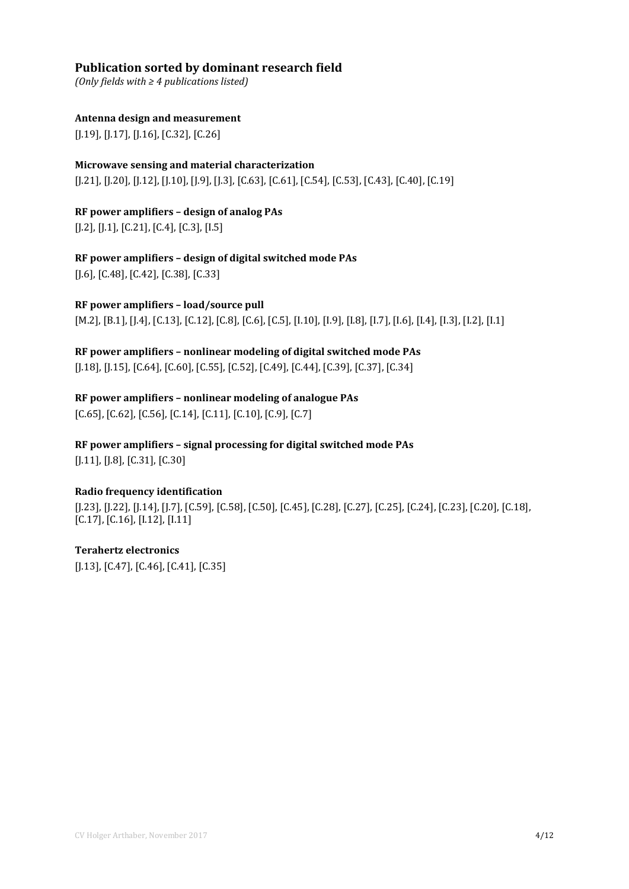## Publication sorted by dominant research field

*(Only fields with ≥ 4 publications listed)*

**Antenna design and measurement**

[J.19], [J.17], [J.16], [C.32], [C.26]

**Microwave sensing and material characterization**

[J.21], [J.20], [J.12], [J.10], [J.9], [J.3], [C.63], [C.61], [C.54], [C.53], [C.43], [C.40], [C.19]

**RF power amplifiers – design of analog PAs**

[J.2], [J.1], [C.21], [C.4], [C.3], [I.5]

**RF power amplifiers – design of digital switched mode PAs**

[J.6], [C.48], [C.42], [C.38], [C.33]

**RF power amplifiers – load/source pull**

[M.2], [B.1], [J.4], [C.13], [C.12], [C.8], [C.6], [C.5], [I.10], [I.9], [I.8], [I.7], [I.6], [I.4], [I.3], [I.2], [I.1]

**RF power amplifiers – nonlinear modeling of digital switched mode PAs**

[J.18], [J.15], [C.64], [C.60], [C.55], [C.52], [C.49], [C.44], [C.39], [C.37], [C.34]

**RF power amplifiers – nonlinear modeling of analogue PAs**

[C.65], [C.62], [C.56], [C.14], [C.11], [C.10], [C.9], [C.7]

**RF power amplifiers – signal processing for digital switched mode PAs**

[J.11], [J.8], [C.31], [C.30]

**Radio frequency identification**

[J.23], [J.22], [J.14], [J.7], [C.59], [C.58], [C.50], [C.45], [C.28], [C.27], [C.25], [C.24], [C.23], [C.20], [C.18], [C.17], [C.16], [I.12], [I.11]

**Terahertz electronics**

[J.13], [C.47], [C.46], [C.41], [C.35]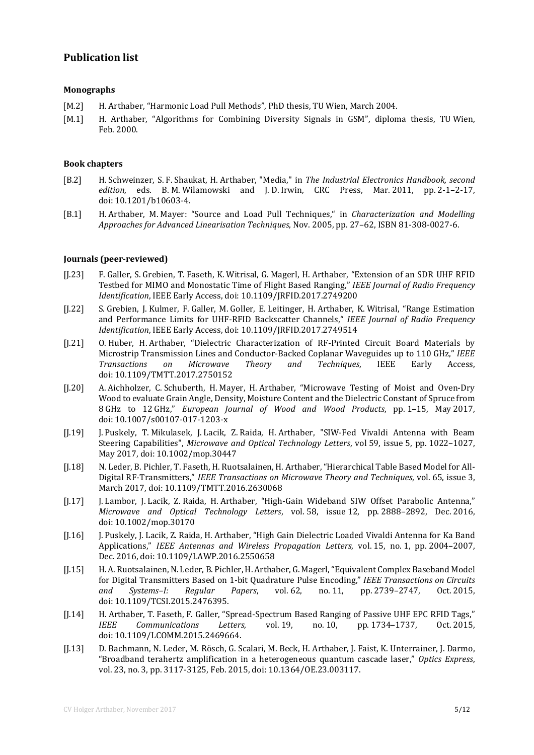## Publication list

### Monographs

[M.2] H. Arthaber, “Harmonic Load Pull Methods”, PhD thesis, TU Wien, March 2004.

[M.1] H. Arthaber, “Algorithms for Combining Diversity Signals in GSM”, diploma thesis, TU Wien, Feb. 2000.

### Book chapters

[B.2] H. Schweinzer, S. F. Shaukat, H. Arthaber, "Media," in *The Industrial Electronics Handbook, second edition*, eds. B. M. Wilamowski and J. D. Irwin, CRC Press, Mar. 2011, pp. 2-1–2-17, doi: 10.1201/b10603-4.

[B.1] H. Arthaber, M. Mayer: “Source and Load Pull Techniques,“ in *Characterization and Modelling Approaches for Advanced Linearisation Techniques*, Nov. 2005, pp. 27–62, ISBN 81-308-0027-6.

### Journals (peer-reviewed)

[J.23] F. Galler, S. Grebien, T. Faseth, K. Witrisal, G. Magerl, H. Arthaber, “Extension of an SDR UHF RFID Testbed for MIMO and Monostatic Time of Flight Based Ranging,” *IEEE Journal of Radio Frequency Identification*, IEEE Early Access, doi: 10.1109/JRFID.2017.2749200

[J.22] S. Grebien, J. Kulmer, F. Galler, M. Goller, E. Leitinger, H. Arthaber, K. Witrisal, “Range Estimation and Performance Limits for UHF-RFID Backscatter Channels,“ *IEEE Journal of Radio Frequency Identification*, IEEE Early Access, doi: 10.1109/JRFID.2017.2749514

[J.21] O. Huber, H. Arthaber, “Dielectric Characterization of RF-Printed Circuit Board Materials by Microstrip Transmission Lines and Conductor-Backed Coplanar Waveguides up to 110 GHz,” *IEEE Transactions on Microwave Theory and Techniques*, IEEE Early Access, doi: 10.1109/TMTT.2017.2750152

[J.20] A. Aichholzer, C. Schuberth, H. Mayer, H. Arthaber, “Microwave Testing of Moist and Oven-Dry Wood to evaluate Grain Angle, Density, Moisture Content and the Dielectric Constant of Spruce from 8 GHz to 12 GHz,” *European Journal of Wood and Wood Products*, pp. 1–15, May 2017, doi: 10.1007/s00107-017-1203-x

[J.19] J. Puskely, T. Mikulasek, J. Lacik, Z. Raida, H. Arthaber, "SIW-Fed Vivaldi Antenna with Beam Steering Capabilities", *Microwave and Optical Technology Letters*, vol 59, issue 5, pp. 1022–1027, May 2017, doi: 10.1002/mop.30447

[J.18] N. Leder, B. Pichler, T. Faseth, H. Ruotsalainen, H. Arthaber, “Hierarchical Table Based Model for All-Digital RF-Transmitters,” *IEEE Transactions on Microwave Theory and Techniques*, vol. 65, issue 3, March 2017, doi: 10.1109/TMTT.2016.2630068

[J.17] J. Lambor, J. Lacik, Z. Raida, H. Arthaber, “High-Gain Wideband SIW Offset Parabolic Antenna,” *Microwave and Optical Technology Letters*, vol. 58, issue 12, pp. 2888–2892, Dec. 2016, doi: 10.1002/mop.30170

[J.16] J. Puskely, J. Lacik, Z. Raida, H. Arthaber, “High Gain Dielectric Loaded Vivaldi Antenna for Ka Band Applications,” *IEEE Antennas and Wireless Propagation Letters*, vol. 15, no. 1, pp. 2004–2007, Dec. 2016, doi: 10.1109/LAWP.2016.2550658

[J.15] H. A. Ruotsalainen, N. Leder, B. Pichler, H. Arthaber, G. Magerl, “Equivalent Complex Baseband Model for Digital Transmitters Based on 1-bit Quadrature Pulse Encoding,” *IEEE Transactions on Circuits and Systems–I: Regular Papers*, vol. 62, no. 11, pp. 2739–2747, Oct. 2015, doi: 10.1109/TCSI.2015.2476395.

[J.14] H. Arthaber, T. Faseth, F. Galler, “Spread-Spectrum Based Ranging of Passive UHF EPC RFID Tags,” *IEEE Communications Letters*, vol. 19, no. 10, pp. 1734–1737, Oct. 2015, doi: 10.1109/LCOMM.2015.2469664.

[J.13] D. Bachmann, N. Leder, M. Rösch, G. Scalari, M. Beck, H. Arthaber, J. Faist, K. Unterrainer, J. Darmo, “Broadband terahertz amplification in a heterogeneous quantum cascade laser,” *Optics Express*, vol. 23, no. 3, pp. 3117-3125, Feb. 2015, doi: 10.1364/OE.23.003117.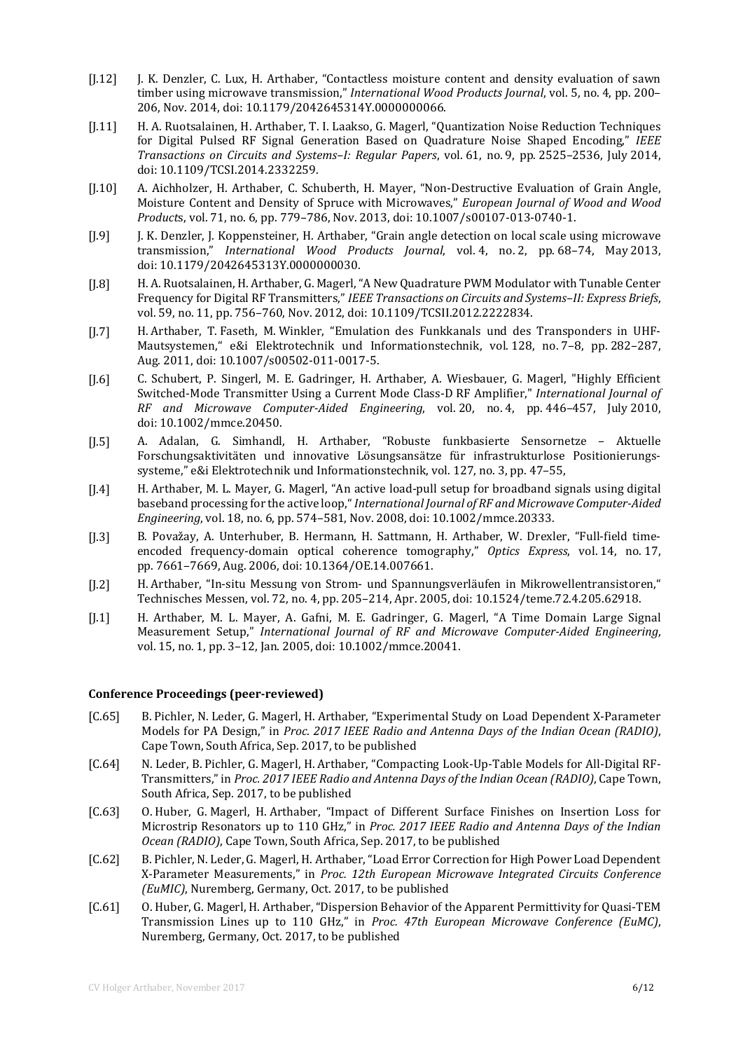[J.12] J. K. Denzler, C. Lux, H. Arthaber, “Contactless moisture content and density evaluation of sawn timber using microwave transmission,” *International Wood Products Journal*, vol. 5, no. 4, pp. 200–206, Nov. 2014, doi: 10.1179/2042645314Y.0000000066.

[J.11] H. A. Ruotsalainen, H. Arthaber, T. I. Laakso, G. Magerl, “Quantization Noise Reduction Techniques for Digital Pulsed RF Signal Generation Based on Quadrature Noise Shaped Encoding,” *IEEE Transactions on Circuits and Systems–I: Regular Papers*, vol. 61, no. 9, pp. 2525–2536, July 2014, doi: 10.1109/TCSI.2014.2332259.

[J.10] A. Aichholzer, H. Arthaber, C. Schuberth, H. Mayer, “Non-Destructive Evaluation of Grain Angle, Moisture Content and Density of Spruce with Microwaves,” *European Journal of Wood and Wood Products*, vol. 71, no. 6, pp. 779–786, Nov. 2013, doi: 10.1007/s00107-013-0740-1.

[J.9] J. K. Denzler, J. Koppensteiner, H. Arthaber, “Grain angle detection on local scale using microwave transmission,” *International Wood Products Journal*, vol. 4, no. 2, pp. 68–74, May 2013, doi: 10.1179/2042645313Y.0000000030.

[J.8] H. A. Ruotsalainen, H. Arthaber, G. Magerl, “A New Quadrature PWM Modulator with Tunable Center Frequency for Digital RF Transmitters,” *IEEE Transactions on Circuits and Systems–II: Express Briefs*, vol. 59, no. 11, pp. 756–760, Nov. 2012, doi: 10.1109/TCSII.2012.2222834.

[J.7] H. Arthaber, T. Faseth, M. Winkler, “Emulation des Funkkanals und des Transponders in UHF-Mautsystemen,“ e&i Elektrotechnik und Informationstechnik, vol. 128, no. 7–8, pp. 282–287, Aug. 2011, doi: 10.1007/s00502-011-0017-5.

[J.6] C. Schubert, P. Singerl, M. E. Gadringer, H. Arthaber, A. Wiesbauer, G. Magerl, "Highly Efficient Switched-Mode Transmitter Using a Current Mode Class-D RF Amplifier," *International Journal of RF and Microwave Computer-Aided Engineering*, vol. 20, no. 4, pp. 446–457, July 2010, doi: 10.1002/mmce.20450.

[J.5] A. Adalan, G. Simhandl, H. Arthaber, “Robuste funkbasierte Sensornetze – Aktuelle Forschungsaktivitäten und innovative Lösungsansätze für infrastrukturlose Positionierungssysteme,” e&i Elektrotechnik und Informationstechnik, vol. 127, no. 3, pp. 47–55,

[J.4] H. Arthaber, M. L. Mayer, G. Magerl, “An active load-pull setup for broadband signals using digital baseband processing for the active loop,“ *International Journal of RF and Microwave Computer-Aided Engineering*, vol. 18, no. 6, pp. 574–581, Nov. 2008, doi: 10.1002/mmce.20333.

[J.3] B. Považay, A. Unterhuber, B. Hermann, H. Sattmann, H. Arthaber, W. Drexler, “Full-field time-encoded frequency-domain optical coherence tomography,” *Optics Express*, vol. 14, no. 17, pp. 7661–7669, Aug. 2006, doi: 10.1364/OE.14.007661.

[J.2] H. Arthaber, “In-situ Messung von Strom- und Spannungsverläufen in Mikrowellentransistoren,“ Technisches Messen, vol. 72, no. 4, pp. 205–214, Apr. 2005, doi: 10.1524/teme.72.4.205.62918.

[J.1] H. Arthaber, M. L. Mayer, A. Gafni, M. E. Gadringer, G. Magerl, “A Time Domain Large Signal Measurement Setup,” *International Journal of RF and Microwave Computer-Aided Engineering*, vol. 15, no. 1, pp. 3–12, Jan. 2005, doi: 10.1002/mmce.20041.

### Conference Proceedings (peer-reviewed)

[C.65] B. Pichler, N. Leder, G. Magerl, H. Arthaber, “Experimental Study on Load Dependent X-Parameter Models for PA Design,” in *Proc. 2017 IEEE Radio and Antenna Days of the Indian Ocean (RADIO)*, Cape Town, South Africa, Sep. 2017, to be published

[C.64] N. Leder, B. Pichler, G. Magerl, H. Arthaber, “Compacting Look-Up-Table Models for All-Digital RF-Transmitters,” in *Proc. 2017 IEEE Radio and Antenna Days of the Indian Ocean (RADIO)*, Cape Town, South Africa, Sep. 2017, to be published

[C.63] O. Huber, G. Magerl, H. Arthaber, “Impact of Different Surface Finishes on Insertion Loss for Microstrip Resonators up to 110 GHz,” in *Proc. 2017 IEEE Radio and Antenna Days of the Indian Ocean (RADIO)*, Cape Town, South Africa, Sep. 2017, to be published

[C.62] B. Pichler, N. Leder, G. Magerl, H. Arthaber, “Load Error Correction for High Power Load Dependent X-Parameter Measurements,” in *Proc. 12th European Microwave Integrated Circuits Conference (EuMIC)*, Nuremberg, Germany, Oct. 2017, to be published

[C.61] O. Huber, G. Magerl, H. Arthaber, “Dispersion Behavior of the Apparent Permittivity for Quasi-TEM Transmission Lines up to 110 GHz,” in *Proc. 47th European Microwave Conference (EuMC)*, Nuremberg, Germany, Oct. 2017, to be published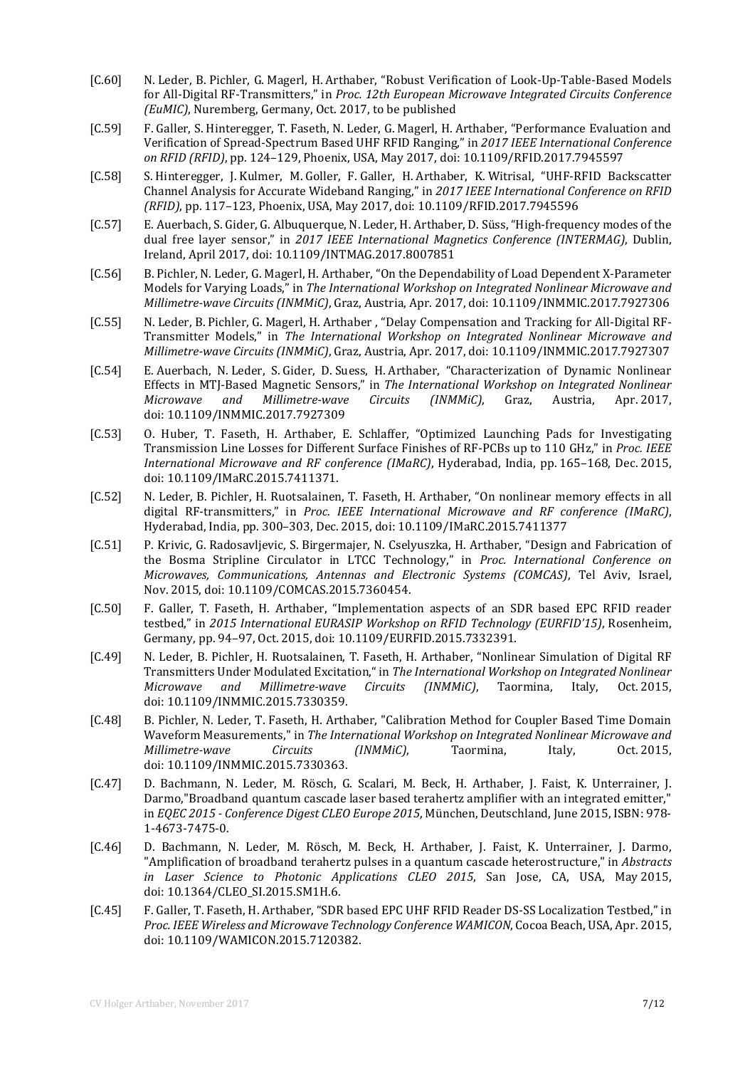[C.60] N. Leder, B. Pichler, G. Magerl, H. Arthaber, "Robust Verification of Look-Up-Table-Based Models for All-Digital RF-Transmitters," in *Proc. 12th European Microwave Integrated Circuits Conference (EuMIC)*, Nuremberg, Germany, Oct. 2017, to be published

[C.59] F. Galler, S. Hinteregger, T. Faseth, N. Leder, G. Magerl, H. Arthaber, "Performance Evaluation and Verification of Spread-Spectrum Based UHF RFID Ranging," in *2017 IEEE International Conference on RFID (RFID)*, pp. 124–129, Phoenix, USA, May 2017, doi: 10.1109/RFID.2017.7945597

[C.58] S. Hinteregger, J. Kulmer, M. Goller, F. Galler, H. Arthaber, K. Witrisal, "UHF-RFID Backscatter Channel Analysis for Accurate Wideband Ranging," in *2017 IEEE International Conference on RFID (RFID)*, pp. 117–123, Phoenix, USA, May 2017, doi: 10.1109/RFID.2017.7945596

[C.57] E. Auerbach, S. Gider, G. Albuquerque, N. Leder, H. Arthaber, D. Süss, "High-frequency modes of the dual free layer sensor," in *2017 IEEE International Magnetics Conference (INTERMAG)*, Dublin, Ireland, April 2017, doi: 10.1109/INTMAG.2017.8007851

[C.56] B. Pichler, N. Leder, G. Magerl, H. Arthaber, "On the Dependability of Load Dependent X-Parameter Models for Varying Loads," in *The International Workshop on Integrated Nonlinear Microwave and Millimetre-wave Circuits (INMMiC)*, Graz, Austria, Apr. 2017, doi: 10.1109/INMMIC.2017.7927306

[C.55] N. Leder, B. Pichler, G. Magerl, H. Arthaber , "Delay Compensation and Tracking for All-Digital RF-Transmitter Models," in *The International Workshop on Integrated Nonlinear Microwave and Millimetre-wave Circuits (INMMiC)*, Graz, Austria, Apr. 2017, doi: 10.1109/INMMIC.2017.7927307

[C.54] E. Auerbach, N. Leder, S. Gider, D. Suess, H. Arthaber, "Characterization of Dynamic Nonlinear Effects in MTJ-Based Magnetic Sensors," in *The International Workshop on Integrated Nonlinear Microwave and Millimetre-wave Circuits (INMMiC)*, Graz, Austria, Apr. 2017, doi: 10.1109/INMMIC.2017.7927309

[C.53] O. Huber, T. Faseth, H. Arthaber, E. Schlaffer, "Optimized Launching Pads for Investigating Transmission Line Losses for Different Surface Finishes of RF-PCBs up to 110 GHz," in *Proc. IEEE International Microwave and RF conference (IMaRC)*, Hyderabad, India, pp. 165–168, Dec. 2015, doi: 10.1109/IMaRC.2015.7411371.

[C.52] N. Leder, B. Pichler, H. Ruotsalainen, T. Faseth, H. Arthaber, "On nonlinear memory effects in all digital RF-transmitters," in *Proc. IEEE International Microwave and RF conference (IMaRC)*, Hyderabad, India, pp. 300–303, Dec. 2015, doi: 10.1109/IMaRC.2015.7411377

[C.51] P. Krivic, G. Radosavljevic, S. Birgermajer, N. Cselyuszka, H. Arthaber, "Design and Fabrication of the Bosma Stripline Circulator in LTCC Technology," in *Proc. International Conference on Microwaves, Communications, Antennas and Electronic Systems (COMCAS)*, Tel Aviv, Israel, Nov. 2015, doi: 10.1109/COMCAS.2015.7360454.

[C.50] F. Galler, T. Faseth, H. Arthaber, "Implementation aspects of an SDR based EPC RFID reader testbed," in *2015 International EURASIP Workshop on RFID Technology (EURFID'15)*, Rosenheim, Germany, pp. 94–97, Oct. 2015, doi: 10.1109/EURFID.2015.7332391.

[C.49] N. Leder, B. Pichler, H. Ruotsalainen, T. Faseth, H. Arthaber, "Nonlinear Simulation of Digital RF Transmitters Under Modulated Excitation," in *The International Workshop on Integrated Nonlinear Microwave and Millimetre-wave Circuits (INMMiC)*, Taormina, Italy, Oct. 2015, doi: 10.1109/INMMIC.2015.7330359.

[C.48] B. Pichler, N. Leder, T. Faseth, H. Arthaber, "Calibration Method for Coupler Based Time Domain Waveform Measurements," in *The International Workshop on Integrated Nonlinear Microwave and Millimetre-wave Circuits (INMMiC)*, Taormina, Italy, Oct. 2015, doi: 10.1109/INMMIC.2015.7330363.

[C.47] D. Bachmann, N. Leder, M. Rösch, G. Scalari, M. Beck, H. Arthaber, J. Faist, K. Unterrainer, J. Darmo,"Broadband quantum cascade laser based terahertz amplifier with an integrated emitter," in *EQEC 2015 - Conference Digest CLEO Europe 2015*, München, Deutschland, June 2015, ISBN: 978-1-4673-7475-0.

[C.46] D. Bachmann, N. Leder, M. Rösch, M. Beck, H. Arthaber, J. Faist, K. Unterrainer, J. Darmo, "Amplification of broadband terahertz pulses in a quantum cascade heterostructure," in *Abstracts in Laser Science to Photonic Applications CLEO 2015*, San Jose, CA, USA, May 2015, doi: 10.1364/CLEO_SI.2015.SM1H.6.

[C.45] F. Galler, T. Faseth, H. Arthaber, "SDR based EPC UHF RFID Reader DS-SS Localization Testbed," in *Proc. IEEE Wireless and Microwave Technology Conference WAMICON*, Cocoa Beach, USA, Apr. 2015, doi: 10.1109/WAMICON.2015.7120382.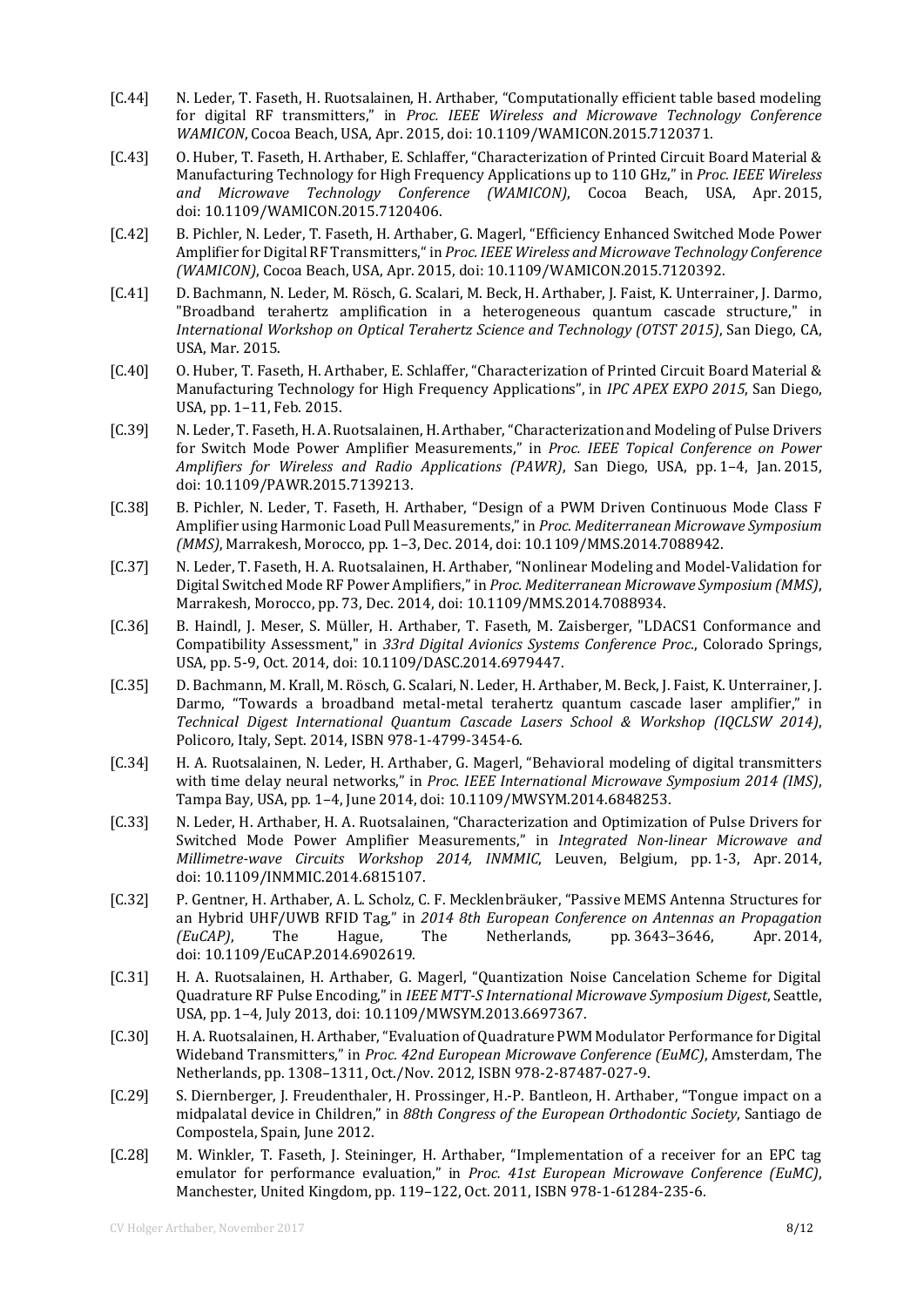[C.44] N. Leder, T. Faseth, H. Ruotsalainen, H. Arthaber, "Computationally efficient table based modeling for digital RF transmitters," in *Proc. IEEE Wireless and Microwave Technology Conference WAMICON*, Cocoa Beach, USA, Apr. 2015, doi: 10.1109/WAMICON.2015.7120371.

[C.43] O. Huber, T. Faseth, H. Arthaber, E. Schlaffer, "Characterization of Printed Circuit Board Material & Manufacturing Technology for High Frequency Applications up to 110 GHz," in *Proc. IEEE Wireless and Microwave Technology Conference (WAMICON)*, Cocoa Beach, USA, Apr. 2015, doi: 10.1109/WAMICON.2015.7120406.

[C.42] B. Pichler, N. Leder, T. Faseth, H. Arthaber, G. Magerl, "Efficiency Enhanced Switched Mode Power Amplifier for Digital RF Transmitters," in *Proc. IEEE Wireless and Microwave Technology Conference (WAMICON)*, Cocoa Beach, USA, Apr. 2015, doi: 10.1109/WAMICON.2015.7120392.

[C.41] D. Bachmann, N. Leder, M. Rösch, G. Scalari, M. Beck, H. Arthaber, J. Faist, K. Unterrainer, J. Darmo, "Broadband terahertz amplification in a heterogeneous quantum cascade structure," in *International Workshop on Optical Terahertz Science and Technology (OTST 2015)*, San Diego, CA, USA, Mar. 2015.

[C.40] O. Huber, T. Faseth, H. Arthaber, E. Schlaffer, "Characterization of Printed Circuit Board Material & Manufacturing Technology for High Frequency Applications", in *IPC APEX EXPO 2015*, San Diego, USA, pp. 1–11, Feb. 2015.

[C.39] N. Leder, T. Faseth, H. A. Ruotsalainen, H. Arthaber, "Characterization and Modeling of Pulse Drivers for Switch Mode Power Amplifier Measurements," in *Proc. IEEE Topical Conference on Power Amplifiers for Wireless and Radio Applications (PAWR)*, San Diego, USA, pp. 1–4, Jan. 2015, doi: 10.1109/PAWR.2015.7139213.

[C.38] B. Pichler, N. Leder, T. Faseth, H. Arthaber, "Design of a PWM Driven Continuous Mode Class F Amplifier using Harmonic Load Pull Measurements," in *Proc. Mediterranean Microwave Symposium (MMS)*, Marrakesh, Morocco, pp. 1–3, Dec. 2014, doi: 10.1109/MMS.2014.7088942.

[C.37] N. Leder, T. Faseth, H. A. Ruotsalainen, H. Arthaber, "Nonlinear Modeling and Model-Validation for Digital Switched Mode RF Power Amplifiers," in *Proc. Mediterranean Microwave Symposium (MMS)*, Marrakesh, Morocco, pp. 73, Dec. 2014, doi: 10.1109/MMS.2014.7088934.

[C.36] B. Haindl, J. Meser, S. Müller, H. Arthaber, T. Faseth, M. Zaisberger, "LDACS1 Conformance and Compatibility Assessment," in *33rd Digital Avionics Systems Conference Proc.*, Colorado Springs, USA, pp. 5-9, Oct. 2014, doi: 10.1109/DASC.2014.6979447.

[C.35] D. Bachmann, M. Krall, M. Rösch, G. Scalari, N. Leder, H. Arthaber, M. Beck, J. Faist, K. Unterrainer, J. Darmo, "Towards a broadband metal-metal terahertz quantum cascade laser amplifier," in *Technical Digest International Quantum Cascade Lasers School & Workshop (IQCLSW 2014)*, Policoro, Italy, Sept. 2014, ISBN 978-1-4799-3454-6.

[C.34] H. A. Ruotsalainen, N. Leder, H. Arthaber, G. Magerl, "Behavioral modeling of digital transmitters with time delay neural networks," in *Proc. IEEE International Microwave Symposium 2014 (IMS)*, Tampa Bay, USA, pp. 1–4, June 2014, doi: 10.1109/MWSYM.2014.6848253.

[C.33] N. Leder, H. Arthaber, H. A. Ruotsalainen, "Characterization and Optimization of Pulse Drivers for Switched Mode Power Amplifier Measurements," in *Integrated Non-linear Microwave and Millimetre-wave Circuits Workshop 2014, INMMIC*, Leuven, Belgium, pp. 1-3, Apr. 2014, doi: 10.1109/INMMIC.2014.6815107.

[C.32] P. Gentner, H. Arthaber, A. L. Scholz, C. F. Mecklenbräuker, "Passive MEMS Antenna Structures for an Hybrid UHF/UWB RFID Tag," in *2014 8th European Conference on Antennas an Propagation (EuCAP)*, The Hague, The Netherlands, pp. 3643–3646, Apr. 2014, doi: 10.1109/EuCAP.2014.6902619.

[C.31] H. A. Ruotsalainen, H. Arthaber, G. Magerl, "Quantization Noise Cancelation Scheme for Digital Quadrature RF Pulse Encoding," in *IEEE MTT-S International Microwave Symposium Digest*, Seattle, USA, pp. 1–4, July 2013, doi: 10.1109/MWSYM.2013.6697367.

[C.30] H. A. Ruotsalainen, H. Arthaber, "Evaluation of Quadrature PWM Modulator Performance for Digital Wideband Transmitters," in *Proc. 42nd European Microwave Conference (EuMC)*, Amsterdam, The Netherlands, pp. 1308–1311, Oct./Nov. 2012, ISBN 978-2-87487-027-9.

[C.29] S. Diernberger, J. Freudenthaler, H. Prossinger, H.-P. Bantleon, H. Arthaber, "Tongue impact on a midpalatal device in Children," in *88th Congress of the European Orthodontic Society*, Santiago de Compostela, Spain, June 2012.

[C.28] M. Winkler, T. Faseth, J. Steininger, H. Arthaber, "Implementation of a receiver for an EPC tag emulator for performance evaluation," in *Proc. 41st European Microwave Conference (EuMC)*, Manchester, United Kingdom, pp. 119–122, Oct. 2011, ISBN 978-1-61284-235-6.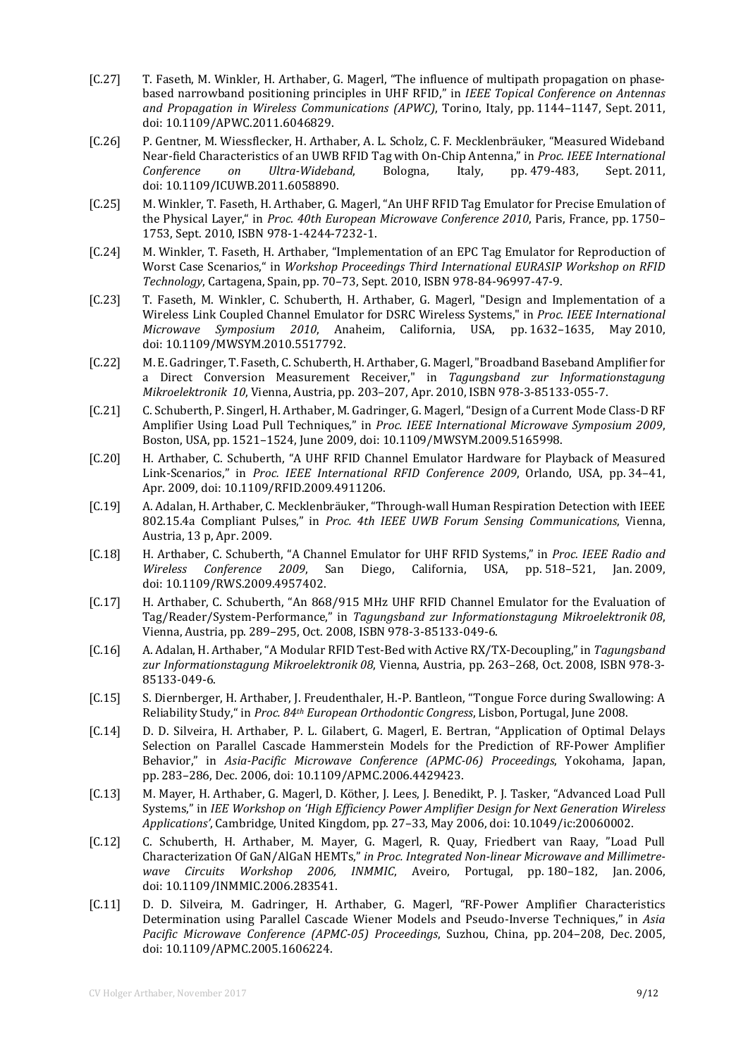[C.27] T. Faseth, M. Winkler, H. Arthaber, G. Magerl, "The influence of multipath propagation on phase-based narrowband positioning principles in UHF RFID," in *IEEE Topical Conference on Antennas and Propagation in Wireless Communications (APWC)*, Torino, Italy, pp. 1144–1147, Sept. 2011, doi: 10.1109/APWC.2011.6046829.

[C.26] P. Gentner, M. Wiessflecker, H. Arthaber, A. L. Scholz, C. F. Mecklenbräuker, "Measured Wideband Near-field Characteristics of an UWB RFID Tag with On-Chip Antenna," in *Proc. IEEE International Conference on Ultra-Wideband*, Bologna, Italy, pp. 479-483, Sept. 2011, doi: 10.1109/ICUWB.2011.6058890.

[C.25] M. Winkler, T. Faseth, H. Arthaber, G. Magerl, "An UHF RFID Tag Emulator for Precise Emulation of the Physical Layer," in *Proc. 40th European Microwave Conference 2010*, Paris, France, pp. 1750–1753, Sept. 2010, ISBN 978-1-4244-7232-1.

[C.24] M. Winkler, T. Faseth, H. Arthaber, "Implementation of an EPC Tag Emulator for Reproduction of Worst Case Scenarios," in *Workshop Proceedings Third International EURASIP Workshop on RFID Technology*, Cartagena, Spain, pp. 70–73, Sept. 2010, ISBN 978-84-96997-47-9.

[C.23] T. Faseth, M. Winkler, C. Schuberth, H. Arthaber, G. Magerl, "Design and Implementation of a Wireless Link Coupled Channel Emulator for DSRC Wireless Systems," in *Proc. IEEE International Microwave Symposium 2010*, Anaheim, California, USA, pp. 1632–1635, May 2010, doi: 10.1109/MWSYM.2010.5517792.

[C.22] M. E. Gadringer, T. Faseth, C. Schuberth, H. Arthaber, G. Magerl, "Broadband Baseband Amplifier for a Direct Conversion Measurement Receiver," in *Tagungsband zur Informationstagung Mikroelektronik 10*, Vienna, Austria, pp. 203–207, Apr. 2010, ISBN 978-3-85133-055-7.

[C.21] C. Schuberth, P. Singerl, H. Arthaber, M. Gadringer, G. Magerl, "Design of a Current Mode Class-D RF Amplifier Using Load Pull Techniques," in *Proc. IEEE International Microwave Symposium 2009*, Boston, USA, pp. 1521–1524, June 2009, doi: 10.1109/MWSYM.2009.5165998.

[C.20] H. Arthaber, C. Schuberth, "A UHF RFID Channel Emulator Hardware for Playback of Measured Link-Scenarios," in *Proc. IEEE International RFID Conference 2009*, Orlando, USA, pp. 34–41, Apr. 2009, doi: 10.1109/RFID.2009.4911206.

[C.19] A. Adalan, H. Arthaber, C. Mecklenbräuker, "Through-wall Human Respiration Detection with IEEE 802.15.4a Compliant Pulses," in *Proc. 4th IEEE UWB Forum Sensing Communications*, Vienna, Austria, 13 p, Apr. 2009.

[C.18] H. Arthaber, C. Schuberth, "A Channel Emulator for UHF RFID Systems," in *Proc. IEEE Radio and Wireless Conference 2009*, San Diego, California, USA, pp. 518–521, Jan. 2009, doi: 10.1109/RWS.2009.4957402.

[C.17] H. Arthaber, C. Schuberth, "An 868/915 MHz UHF RFID Channel Emulator for the Evaluation of Tag/Reader/System-Performance," in *Tagungsband zur Informationstagung Mikroelektronik 08*, Vienna, Austria, pp. 289–295, Oct. 2008, ISBN 978-3-85133-049-6.

[C.16] A. Adalan, H. Arthaber, "A Modular RFID Test-Bed with Active RX/TX-Decoupling," in *Tagungsband zur Informationstagung Mikroelektronik 08*, Vienna, Austria, pp. 263–268, Oct. 2008, ISBN 978-3-85133-049-6.

[C.15] S. Diernberger, H. Arthaber, J. Freudenthaler, H.-P. Bantleon, "Tongue Force during Swallowing: A Reliability Study," in *Proc. 84th European Orthodontic Congress*, Lisbon, Portugal, June 2008.

[C.14] D. D. Silveira, H. Arthaber, P. L. Gilabert, G. Magerl, E. Bertran, "Application of Optimal Delays Selection on Parallel Cascade Hammerstein Models for the Prediction of RF-Power Amplifier Behavior," in *Asia-Pacific Microwave Conference (APMC-06) Proceedings*, Yokohama, Japan, pp. 283–286, Dec. 2006, doi: 10.1109/APMC.2006.4429423.

[C.13] M. Mayer, H. Arthaber, G. Magerl, D. Köther, J. Lees, J. Benedikt, P. J. Tasker, "Advanced Load Pull Systems," in *IEE Workshop on 'High Efficiency Power Amplifier Design for Next Generation Wireless Applications'*, Cambridge, United Kingdom, pp. 27–33, May 2006, doi: 10.1049/ic:20060002.

[C.12] C. Schuberth, H. Arthaber, M. Mayer, G. Magerl, R. Quay, Friedbert van Raay, "Load Pull Characterization Of GaN/AlGaN HEMTs," *in Proc. Integrated Non-linear Microwave and Millimetre-wave Circuits Workshop 2006, INMMIC*, Aveiro, Portugal, pp. 180–182, Jan. 2006, doi: 10.1109/INMMIC.2006.283541.

[C.11] D. D. Silveira, M. Gadringer, H. Arthaber, G. Magerl, "RF-Power Amplifier Characteristics Determination using Parallel Cascade Wiener Models and Pseudo-Inverse Techniques," in *Asia Pacific Microwave Conference (APMC-05) Proceedings*, Suzhou, China, pp. 204–208, Dec. 2005, doi: 10.1109/APMC.2005.1606224.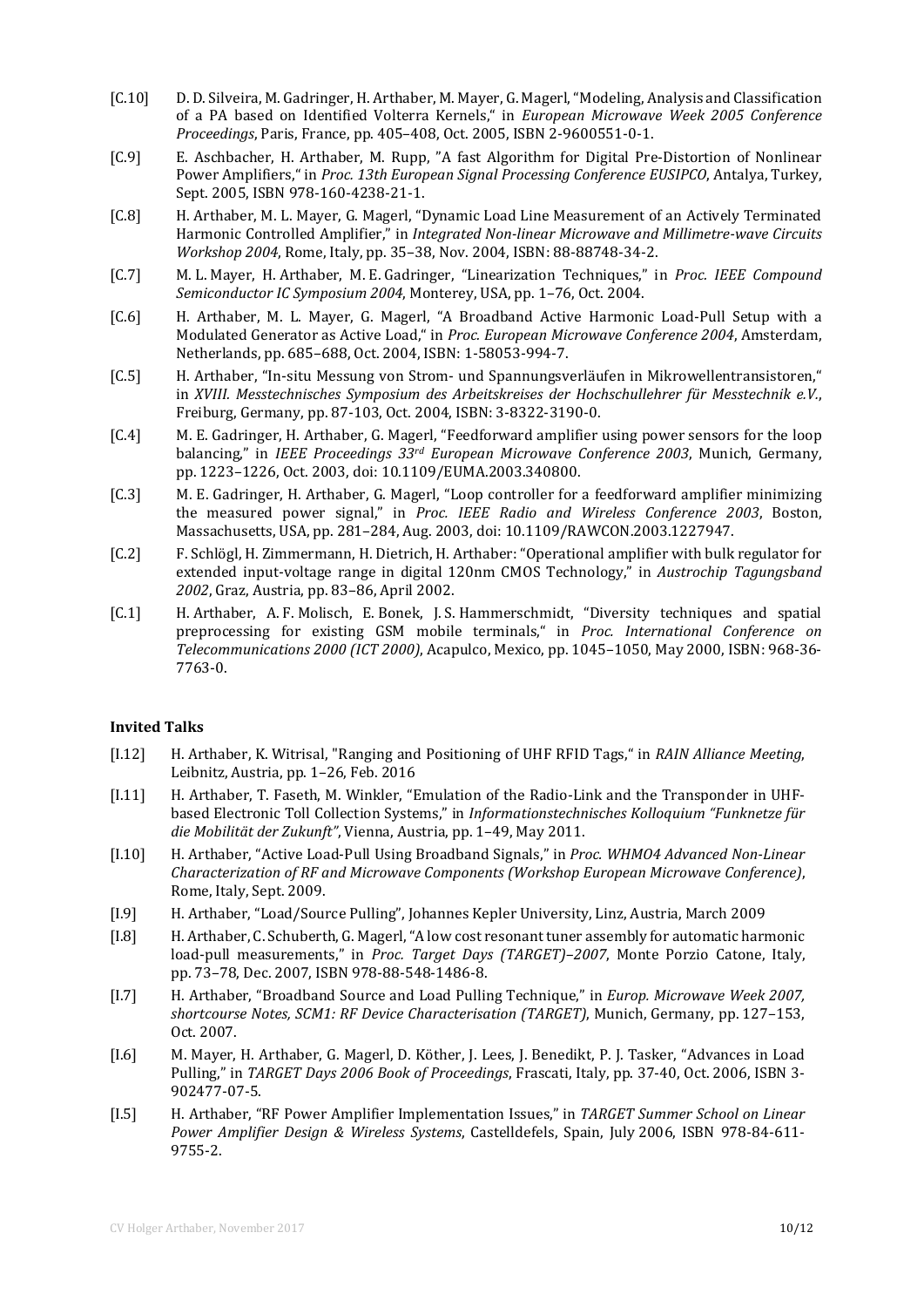[C.10] D. D. Silveira, M. Gadringer, H. Arthaber, M. Mayer, G. Magerl, "Modeling, Analysis and Classification of a PA based on Identified Volterra Kernels," in *European Microwave Week 2005 Conference Proceedings*, Paris, France, pp. 405–408, Oct. 2005, ISBN 2-9600551-0-1.

[C.9] E. Aschbacher, H. Arthaber, M. Rupp, "A fast Algorithm for Digital Pre-Distortion of Nonlinear Power Amplifiers," in *Proc. 13th European Signal Processing Conference EUSIPCO*, Antalya, Turkey, Sept. 2005, ISBN 978-160-4238-21-1.

[C.8] H. Arthaber, M. L. Mayer, G. Magerl, "Dynamic Load Line Measurement of an Actively Terminated Harmonic Controlled Amplifier," in *Integrated Non-linear Microwave and Millimetre-wave Circuits Workshop 2004*, Rome, Italy, pp. 35–38, Nov. 2004, ISBN: 88-88748-34-2.

[C.7] M. L. Mayer, H. Arthaber, M. E. Gadringer, "Linearization Techniques," in *Proc. IEEE Compound Semiconductor IC Symposium 2004*, Monterey, USA, pp. 1–76, Oct. 2004.

[C.6] H. Arthaber, M. L. Mayer, G. Magerl, "A Broadband Active Harmonic Load-Pull Setup with a Modulated Generator as Active Load," in *Proc. European Microwave Conference 2004*, Amsterdam, Netherlands, pp. 685–688, Oct. 2004, ISBN: 1-58053-994-7.

[C.5] H. Arthaber, "In-situ Messung von Strom- und Spannungsverläufen in Mikrowellentransistoren," in *XVIII. Messtechnisches Symposium des Arbeitskreises der Hochschullehrer für Messtechnik e.V.*, Freiburg, Germany, pp. 87-103, Oct. 2004, ISBN: 3-8322-3190-0.

[C.4] M. E. Gadringer, H. Arthaber, G. Magerl, "Feedforward amplifier using power sensors for the loop balancing," in *IEEE Proceedings 33rd European Microwave Conference 2003*, Munich, Germany, pp. 1223–1226, Oct. 2003, doi: 10.1109/EUMA.2003.340800.

[C.3] M. E. Gadringer, H. Arthaber, G. Magerl, "Loop controller for a feedforward amplifier minimizing the measured power signal," in *Proc. IEEE Radio and Wireless Conference 2003*, Boston, Massachusetts, USA, pp. 281–284, Aug. 2003, doi: 10.1109/RAWCON.2003.1227947.

[C.2] F. Schlögl, H. Zimmermann, H. Dietrich, H. Arthaber: "Operational amplifier with bulk regulator for extended input-voltage range in digital 120nm CMOS Technology," in *Austrochip Tagungsband 2002*, Graz, Austria, pp. 83–86, April 2002.

[C.1] H. Arthaber, A. F. Molisch, E. Bonek, J. S. Hammerschmidt, "Diversity techniques and spatial preprocessing for existing GSM mobile terminals," in *Proc. International Conference on Telecommunications 2000 (ICT 2000)*, Acapulco, Mexico, pp. 1045–1050, May 2000, ISBN: 968-36-7763-0.

**Invited Talks**

[I.12] H. Arthaber, K. Witrisal, "Ranging and Positioning of UHF RFID Tags," in *RAIN Alliance Meeting*, Leibnitz, Austria, pp. 1–26, Feb. 2016

[I.11] H. Arthaber, T. Faseth, M. Winkler, "Emulation of the Radio-Link and the Transponder in UHF-based Electronic Toll Collection Systems," in *Informationstechnisches Kolloquium "Funknetze für die Mobilität der Zukunft"*, Vienna, Austria, pp. 1–49, May 2011.

[I.10] H. Arthaber, "Active Load-Pull Using Broadband Signals," in *Proc. WHMO4 Advanced Non-Linear Characterization of RF and Microwave Components (Workshop European Microwave Conference)*, Rome, Italy, Sept. 2009.

[I.9] H. Arthaber, "Load/Source Pulling", Johannes Kepler University, Linz, Austria, March 2009

[I.8] H. Arthaber, C. Schuberth, G. Magerl, "A low cost resonant tuner assembly for automatic harmonic load-pull measurements," in *Proc. Target Days (TARGET)–2007*, Monte Porzio Catone, Italy, pp. 73–78, Dec. 2007, ISBN 978-88-548-1486-8.

[I.7] H. Arthaber, "Broadband Source and Load Pulling Technique," in *Europ. Microwave Week 2007, shortcourse Notes, SCM1: RF Device Characterisation (TARGET)*, Munich, Germany, pp. 127–153, Oct. 2007.

[I.6] M. Mayer, H. Arthaber, G. Magerl, D. Köther, J. Lees, J. Benedikt, P. J. Tasker, "Advances in Load Pulling," in *TARGET Days 2006 Book of Proceedings*, Frascati, Italy, pp. 37-40, Oct. 2006, ISBN 3-902477-07-5.

[I.5] H. Arthaber, "RF Power Amplifier Implementation Issues," in *TARGET Summer School on Linear Power Amplifier Design & Wireless Systems*, Castelldefels, Spain, July 2006, ISBN 978-84-611-9755-2.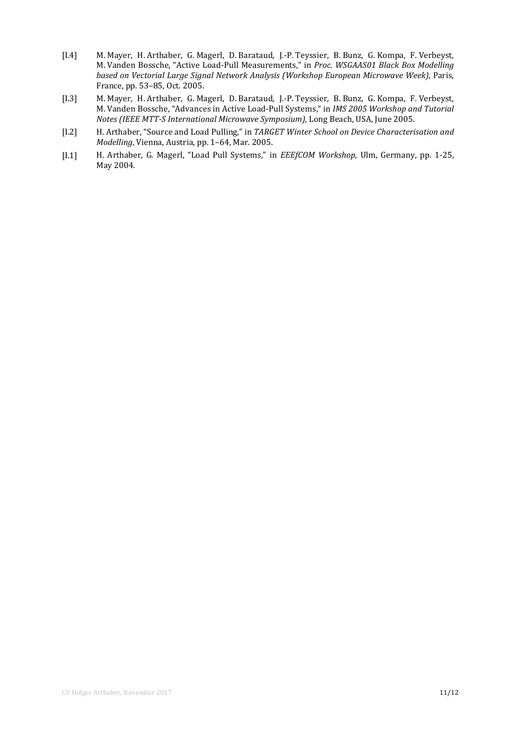[I.4] M. Mayer, H. Arthaber, G. Magerl, D. Barataud, J.-P. Teyssier, B. Bunz, G. Kompa, F. Verbeyst, M. Vanden Bossche, "Active Load-Pull Measurements," in *Proc. WSGAAS01 Black Box Modelling based on Vectorial Large Signal Network Analysis (Workshop European Microwave Week)*, Paris, France, pp. 53–85, Oct. 2005.

[I.3] M. Mayer, H. Arthaber, G. Magerl, D. Barataud, J.-P. Teyssier, B. Bunz, G. Kompa, F. Verbeyst, M. Vanden Bossche, "Advances in Active Load-Pull Systems," in *IMS 2005 Workshop and Tutorial Notes (IEEE MTT-S International Microwave Symposium)*, Long Beach, USA, June 2005.

[I.2] H. Arthaber, "Source and Load Pulling," in *TARGET Winter School on Device Characterisation and Modelling*, Vienna, Austria, pp. 1–64, Mar. 2005.

[I.1] H. Arthaber, G. Magerl, "Load Pull Systems," in *EEEfCOM Workshop*, Ulm, Germany, pp. 1-25, May 2004.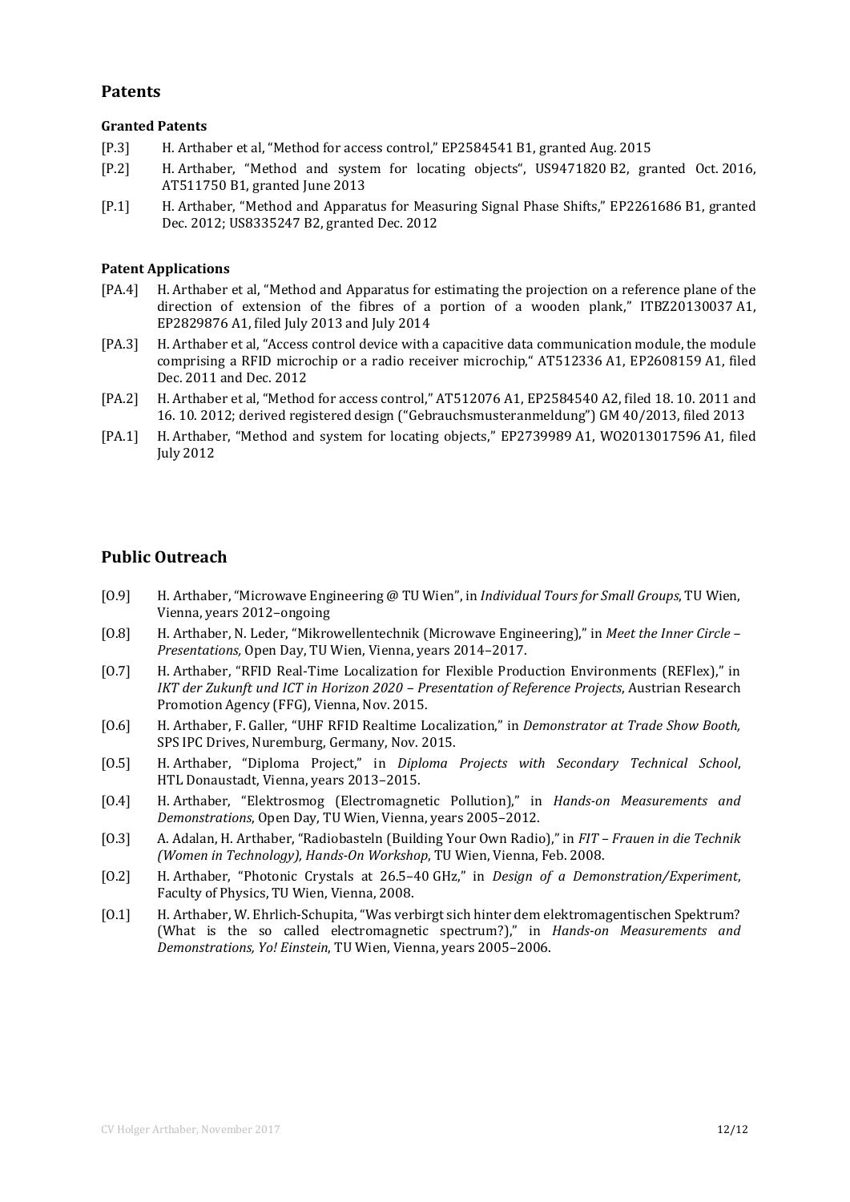## Patents

**Granted Patents**

[P.3] H. Arthaber et al, "Method for access control," EP2584541 B1, granted Aug. 2015

[P.2] H. Arthaber, "Method and system for locating objects", US9471820 B2, granted Oct. 2016, AT511750 B1, granted June 2013

[P.1] H. Arthaber, "Method and Apparatus for Measuring Signal Phase Shifts," EP2261686 B1, granted Dec. 2012; US8335247 B2, granted Dec. 2012

**Patent Applications**

[PA.4] H. Arthaber et al, "Method and Apparatus for estimating the projection on a reference plane of the direction of extension of the fibres of a portion of a wooden plank," ITBZ20130037 A1, EP2829876 A1, filed July 2013 and July 2014

[PA.3] H. Arthaber et al, "Access control device with a capacitive data communication module, the module comprising a RFID microchip or a radio receiver microchip," AT512336 A1, EP2608159 A1, filed Dec. 2011 and Dec. 2012

[PA.2] H. Arthaber et al, "Method for access control," AT512076 A1, EP2584540 A2, filed 18. 10. 2011 and 16. 10. 2012; derived registered design ("Gebrauchsmusteranmeldung") GM 40/2013, filed 2013

[PA.1] H. Arthaber, "Method and system for locating objects," EP2739989 A1, WO2013017596 A1, filed July 2012

## Public Outreach

[O.9] H. Arthaber, "Microwave Engineering @ TU Wien", in *Individual Tours for Small Groups*, TU Wien, Vienna, years 2012–ongoing

[O.8] H. Arthaber, N. Leder, "Mikrowellentechnik (Microwave Engineering)," in *Meet the Inner Circle – Presentations,* Open Day, TU Wien, Vienna, years 2014–2017.

[O.7] H. Arthaber, "RFID Real-Time Localization for Flexible Production Environments (REFlex)," in *IKT der Zukunft und ICT in Horizon 2020 – Presentation of Reference Projects*, Austrian Research Promotion Agency (FFG), Vienna, Nov. 2015.

[O.6] H. Arthaber, F. Galler, "UHF RFID Realtime Localization," in *Demonstrator at Trade Show Booth,* SPS IPC Drives, Nuremburg, Germany, Nov. 2015.

[O.5] H. Arthaber, "Diploma Project," in *Diploma Projects with Secondary Technical School*, HTL Donaustadt, Vienna, years 2013–2015.

[O.4] H. Arthaber, "Elektrosmog (Electromagnetic Pollution)," in *Hands-on Measurements and Demonstrations*, Open Day, TU Wien, Vienna, years 2005–2012.

[O.3] A. Adalan, H. Arthaber, "Radiobasteln (Building Your Own Radio)," in *FIT – Frauen in die Technik (Women in Technology), Hands-On Workshop*, TU Wien, Vienna, Feb. 2008.

[O.2] H. Arthaber, "Photonic Crystals at 26.5–40 GHz," in *Design of a Demonstration/Experiment*, Faculty of Physics, TU Wien, Vienna, 2008.

[O.1] H. Arthaber, W. Ehrlich-Schupita, "Was verbirgt sich hinter dem elektromagentischen Spektrum? (What is the so called electromagnetic spectrum?)," in *Hands-on Measurements and Demonstrations, Yo! Einstein*, TU Wien, Vienna, years 2005–2006.